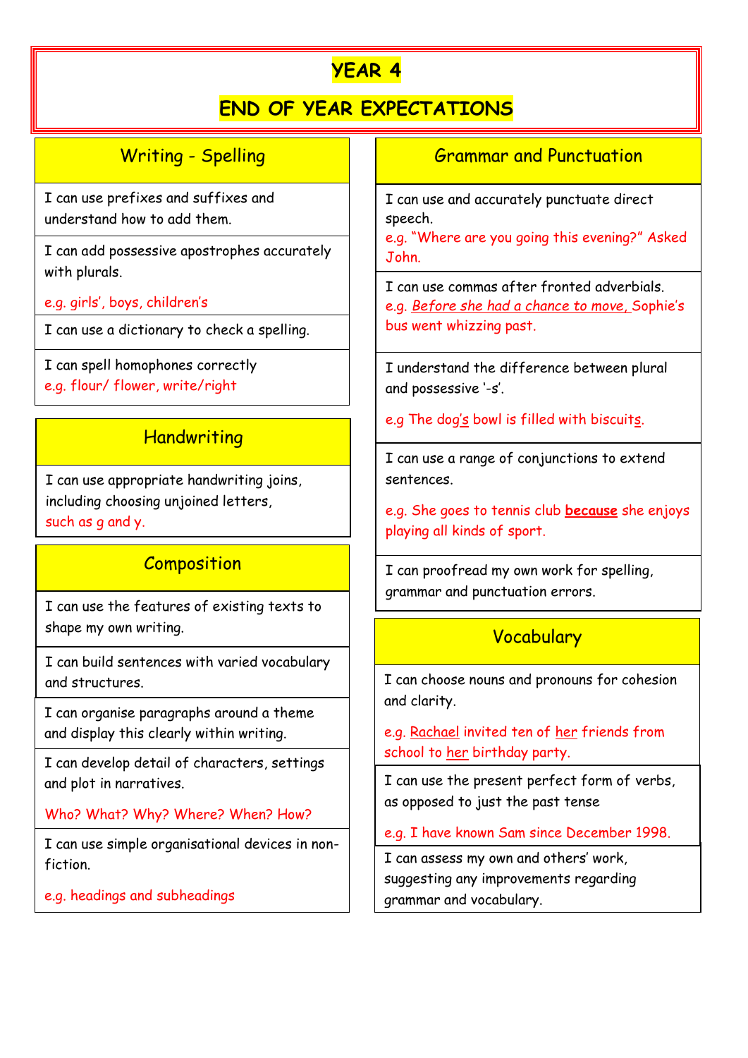# YEAR 4

# END OF YEAR EXPECTATIONS

## Writing - Spelling

I can use prefixes and suffixes and understand how to add them.

I can add possessive apostrophes accurately with plurals.

e.g. girls', boys, children's

I can use a dictionary to check a spelling.

I can spell homophones correctly
e.g. flour/ flower, write/right

## Handwriting

I can use appropriate handwriting joins, including choosing unjoined letters, such as g and y.

## Composition

I can use the features of existing texts to shape my own writing.

I can build sentences with varied vocabulary and structures.

I can organise paragraphs around a theme and display this clearly within writing.

I can develop detail of characters, settings and plot in narratives.

Who? What? Why? Where? When? How?

I can use simple organisational devices in non-fiction.

e.g. headings and subheadings

## Grammar and Punctuation

I can use and accurately punctuate direct speech.
e.g. "Where are you going this evening?" Asked John.

I can use commas after fronted adverbials.
e.g. <u>Before she had a chance to move,</u> Sophie's bus went whizzing past.

I understand the difference between plural and possessive '-s'.

e.g The dog'<u>s</u> bowl is filled with biscuit<u>s</u>.

I can use a range of conjunctions to extend sentences.

e.g. She goes to tennis club **<u>because</u>** she enjoys playing all kinds of sport.

I can proofread my own work for spelling, grammar and punctuation errors.

## Vocabulary

I can choose nouns and pronouns for cohesion and clarity.

e.g. <u>Rachael</u> invited ten of <u>her</u> friends from school to <u>her</u> birthday party.

I can use the present perfect form of verbs, as opposed to just the past tense

e.g. I have known Sam since December 1998.

I can assess my own and others' work, suggesting any improvements regarding grammar and vocabulary.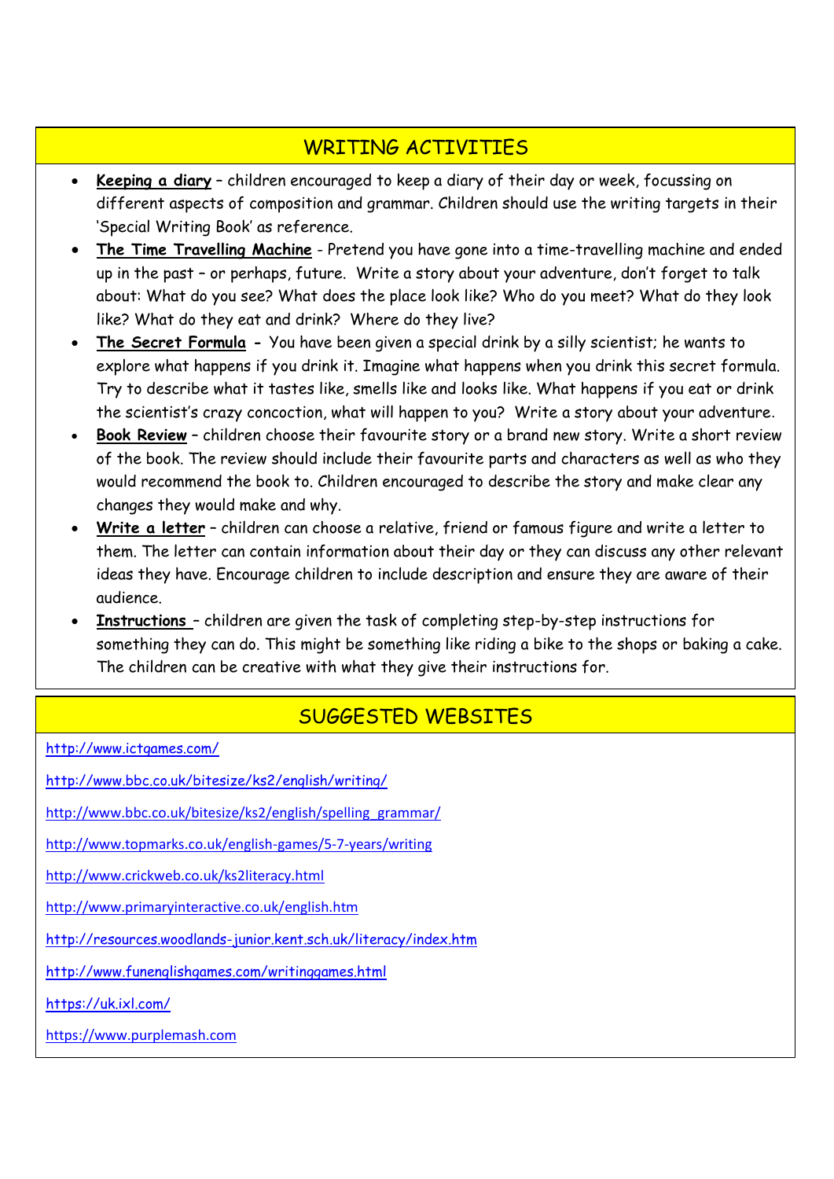## WRITING ACTIVITIES

- **Keeping a diary** – children encouraged to keep a diary of their day or week, focussing on different aspects of composition and grammar. Children should use the writing targets in their 'Special Writing Book' as reference.
- **The Time Travelling Machine** - Pretend you have gone into a time-travelling machine and ended up in the past – or perhaps, future. Write a story about your adventure, don't forget to talk about: What do you see? What does the place look like? Who do you meet? What do they look like? What do they eat and drink? Where do they live?
- **The Secret Formula** - You have been given a special drink by a silly scientist; he wants to explore what happens if you drink it. Imagine what happens when you drink this secret formula. Try to describe what it tastes like, smells like and looks like. What happens if you eat or drink the scientist's crazy concoction, what will happen to you? Write a story about your adventure.
- **Book Review** – children choose their favourite story or a brand new story. Write a short review of the book. The review should include their favourite parts and characters as well as who they would recommend the book to. Children encouraged to describe the story and make clear any changes they would make and why.
- **Write a letter** – children can choose a relative, friend or famous figure and write a letter to them. The letter can contain information about their day or they can discuss any other relevant ideas they have. Encourage children to include description and ensure they are aware of their audience.
- **Instructions** – children are given the task of completing step-by-step instructions for something they can do. This might be something like riding a bike to the shops or baking a cake. The children can be creative with what they give their instructions for.

## SUGGESTED WEBSITES

http://www.ictgames.com/

http://www.bbc.co.uk/bitesize/ks2/english/writing/

http://www.bbc.co.uk/bitesize/ks2/english/spelling_grammar/

http://www.topmarks.co.uk/english-games/5-7-years/writing

http://www.crickweb.co.uk/ks2literacy.html

http://www.primaryinteractive.co.uk/english.htm

http://resources.woodlands-junior.kent.sch.uk/literacy/index.htm

http://www.funenglishgames.com/writinggames.html

https://uk.ixl.com/

https://www.purplemash.com